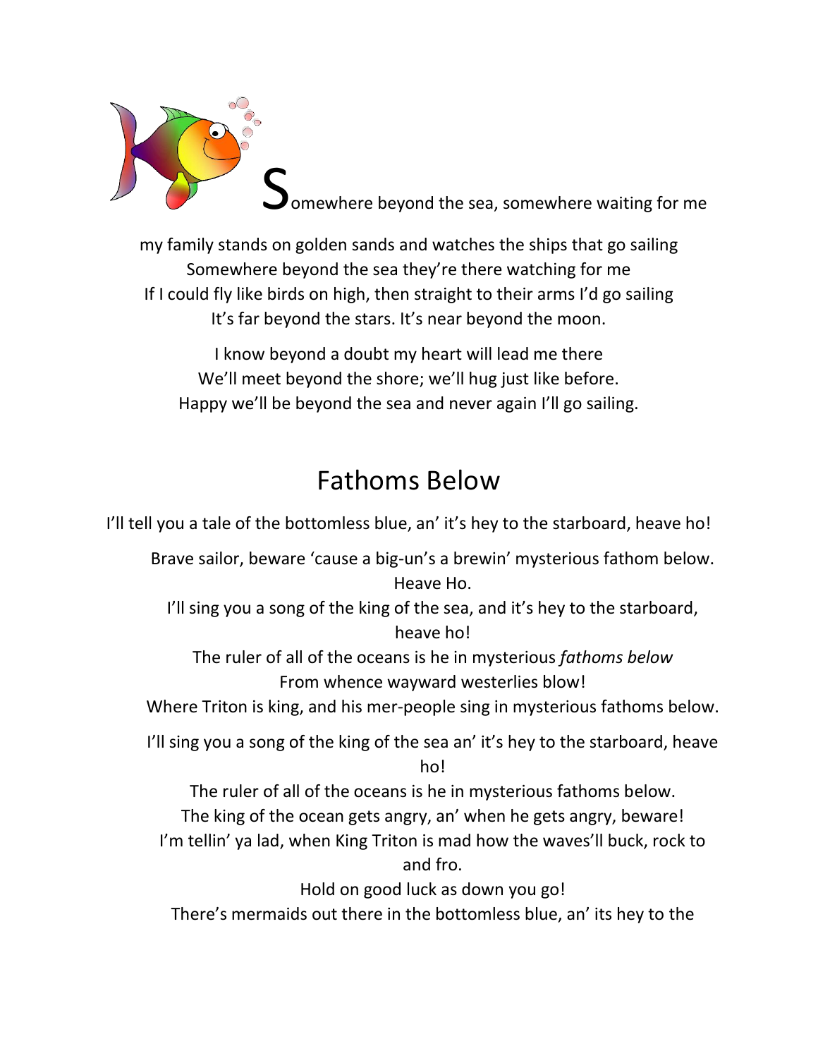Somewhere beyond the sea, somewhere waiting for me

my family stands on golden sands and watches the ships that go sailing
Somewhere beyond the sea they're there watching for me
If I could fly like birds on high, then straight to their arms I'd go sailing
It's far beyond the stars. It's near beyond the moon.

I know beyond a doubt my heart will lead me there
We'll meet beyond the shore; we'll hug just like before.
Happy we'll be beyond the sea and never again I'll go sailing.

# Fathoms Below

I'll tell you a tale of the bottomless blue, an' it's hey to the starboard, heave ho!

Brave sailor, beware 'cause a big-un's a brewin' mysterious fathom below.
Heave Ho.
I'll sing you a song of the king of the sea, and it's hey to the starboard, heave ho!
The ruler of all of the oceans is he in mysterious *fathoms below*
From whence wayward westerlies blow!
Where Triton is king, and his mer-people sing in mysterious fathoms below.

I'll sing you a song of the king of the sea an' it's hey to the starboard, heave ho!
The ruler of all of the oceans is he in mysterious fathoms below.
The king of the ocean gets angry, an' when he gets angry, beware!
I'm tellin' ya lad, when King Triton is mad how the waves'll buck, rock to and fro.
Hold on good luck as down you go!
There's mermaids out there in the bottomless blue, an' its hey to the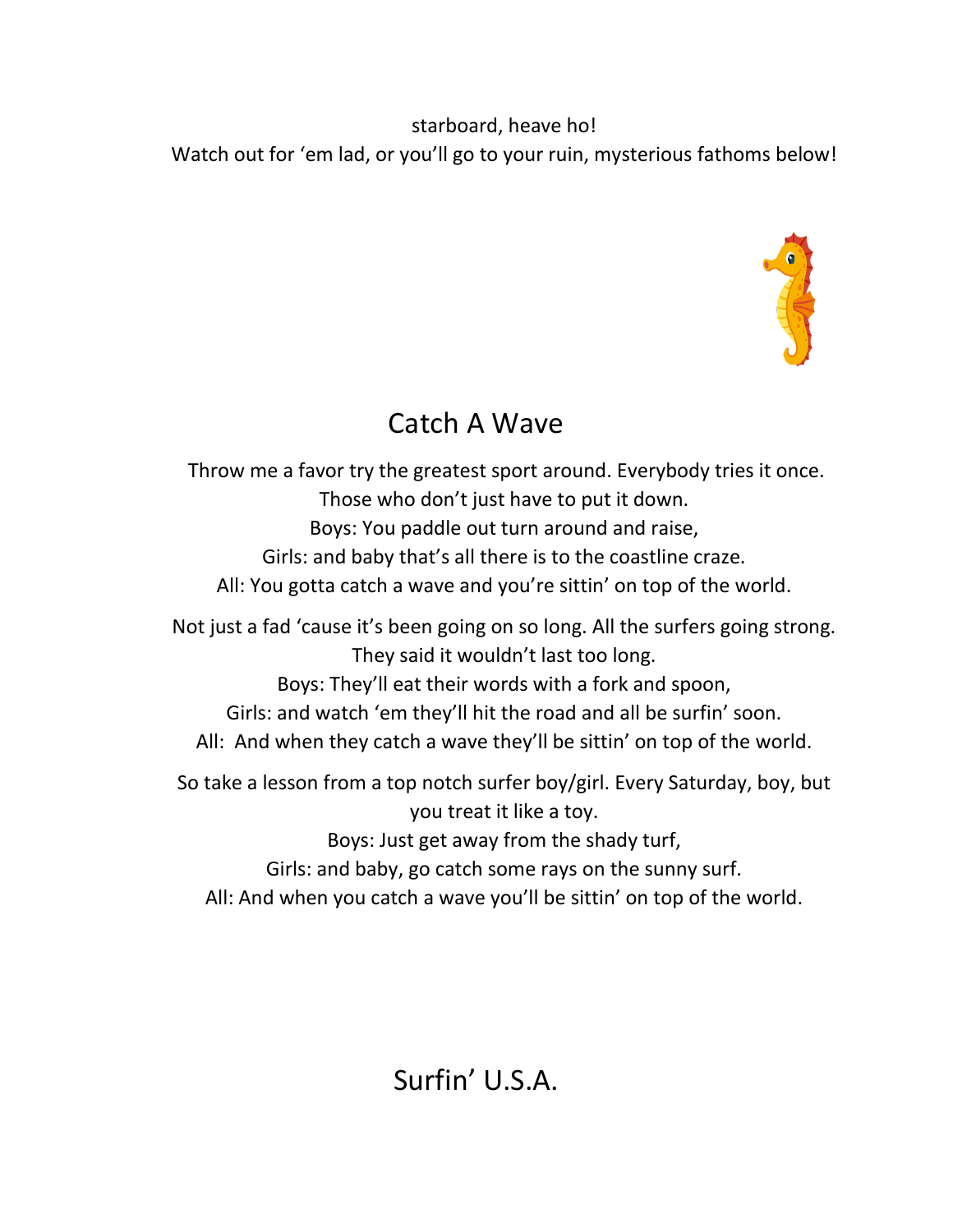starboard, heave ho!
Watch out for 'em lad, or you'll go to your ruin, mysterious fathoms below!

## Catch A Wave

Throw me a favor try the greatest sport around. Everybody tries it once.
Those who don't just have to put it down.
Boys: You paddle out turn around and raise,
Girls: and baby that's all there is to the coastline craze.
All: You gotta catch a wave and you're sittin' on top of the world.

Not just a fad 'cause it's been going on so long. All the surfers going strong.
They said it wouldn't last too long.
Boys: They'll eat their words with a fork and spoon,
Girls: and watch 'em they'll hit the road and all be surfin' soon.
All: And when they catch a wave they'll be sittin' on top of the world.

So take a lesson from a top notch surfer boy/girl. Every Saturday, boy, but you treat it like a toy.
Boys: Just get away from the shady turf,
Girls: and baby, go catch some rays on the sunny surf.
All: And when you catch a wave you'll be sittin' on top of the world.

## Surfin' U.S.A.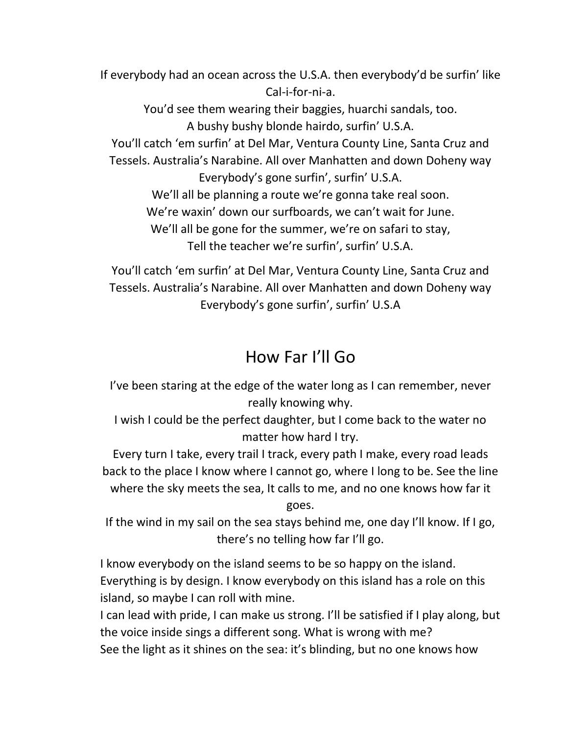If everybody had an ocean across the U.S.A. then everybody'd be surfin' like Cal-i-for-ni-a.

You'd see them wearing their baggies, huarchi sandals, too.

A bushy bushy blonde hairdo, surfin' U.S.A.

You'll catch 'em surfin' at Del Mar, Ventura County Line, Santa Cruz and Tessels. Australia's Narabine. All over Manhatten and down Doheny way Everybody's gone surfin', surfin' U.S.A.

We'll all be planning a route we're gonna take real soon.

We're waxin' down our surfboards, we can't wait for June.

We'll all be gone for the summer, we're on safari to stay,

Tell the teacher we're surfin', surfin' U.S.A.

You'll catch 'em surfin' at Del Mar, Ventura County Line, Santa Cruz and Tessels. Australia's Narabine. All over Manhatten and down Doheny way Everybody's gone surfin', surfin' U.S.A

## How Far I'll Go

I've been staring at the edge of the water long as I can remember, never really knowing why.

I wish I could be the perfect daughter, but I come back to the water no matter how hard I try.

Every turn I take, every trail I track, every path I make, every road leads back to the place I know where I cannot go, where I long to be. See the line where the sky meets the sea, It calls to me, and no one knows how far it goes.

If the wind in my sail on the sea stays behind me, one day I'll know. If I go, there's no telling how far I'll go.

I know everybody on the island seems to be so happy on the island. Everything is by design. I know everybody on this island has a role on this island, so maybe I can roll with mine.

I can lead with pride, I can make us strong. I'll be satisfied if I play along, but the voice inside sings a different song. What is wrong with me?

See the light as it shines on the sea: it's blinding, but no one knows how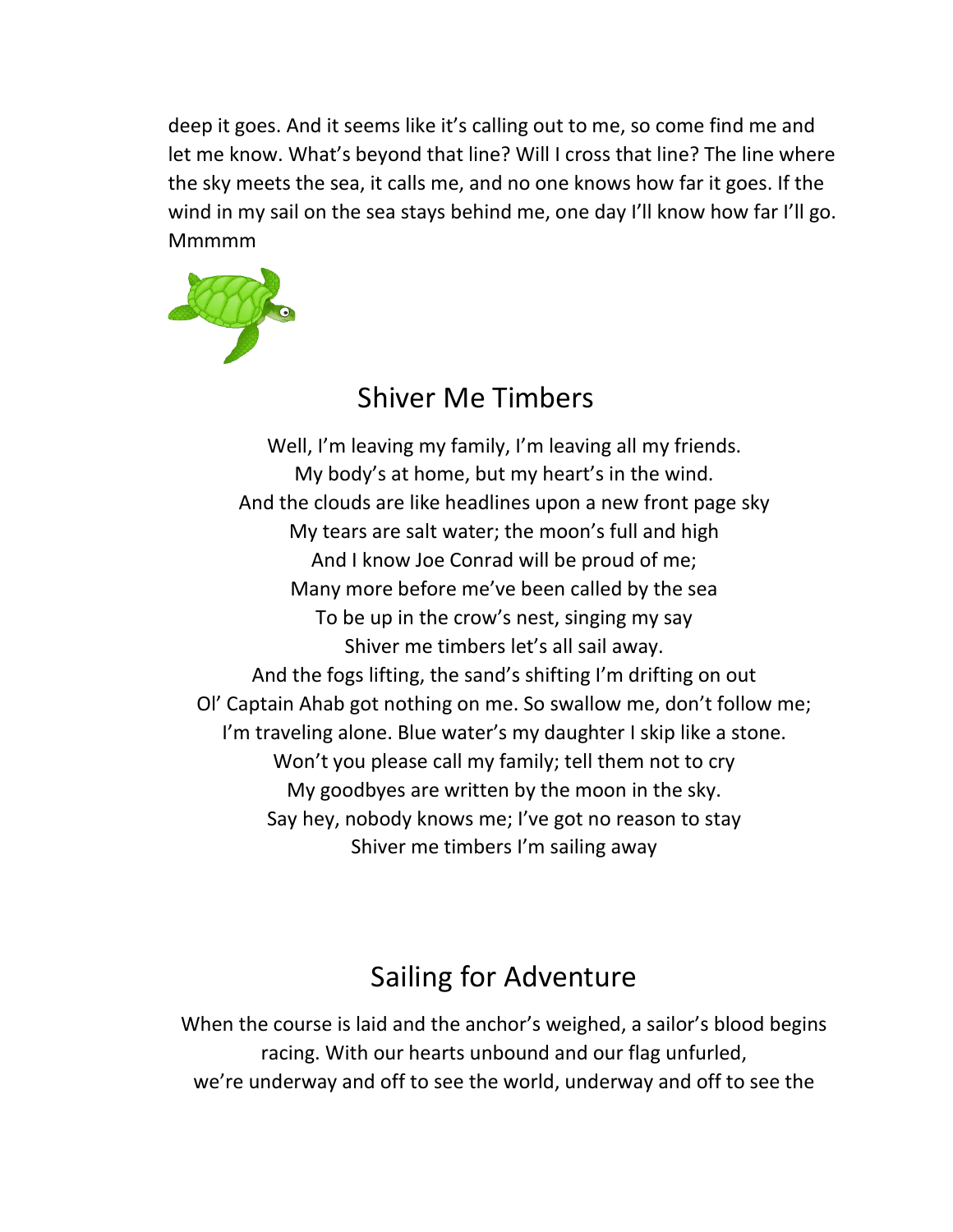deep it goes. And it seems like it's calling out to me, so come find me and let me know. What's beyond that line? Will I cross that line? The line where the sky meets the sea, it calls me, and no one knows how far it goes. If the wind in my sail on the sea stays behind me, one day I'll know how far I'll go. Mmmmm

## Shiver Me Timbers

Well, I'm leaving my family, I'm leaving all my friends.
My body's at home, but my heart's in the wind.
And the clouds are like headlines upon a new front page sky
My tears are salt water; the moon's full and high
And I know Joe Conrad will be proud of me;
Many more before me've been called by the sea
To be up in the crow's nest, singing my say
Shiver me timbers let's all sail away.
And the fogs lifting, the sand's shifting I'm drifting on out
Ol' Captain Ahab got nothing on me. So swallow me, don't follow me;
I'm traveling alone. Blue water's my daughter I skip like a stone.
Won't you please call my family; tell them not to cry
My goodbyes are written by the moon in the sky.
Say hey, nobody knows me; I've got no reason to stay
Shiver me timbers I'm sailing away

## Sailing for Adventure

When the course is laid and the anchor's weighed, a sailor's blood begins racing. With our hearts unbound and our flag unfurled, we're underway and off to see the world, underway and off to see the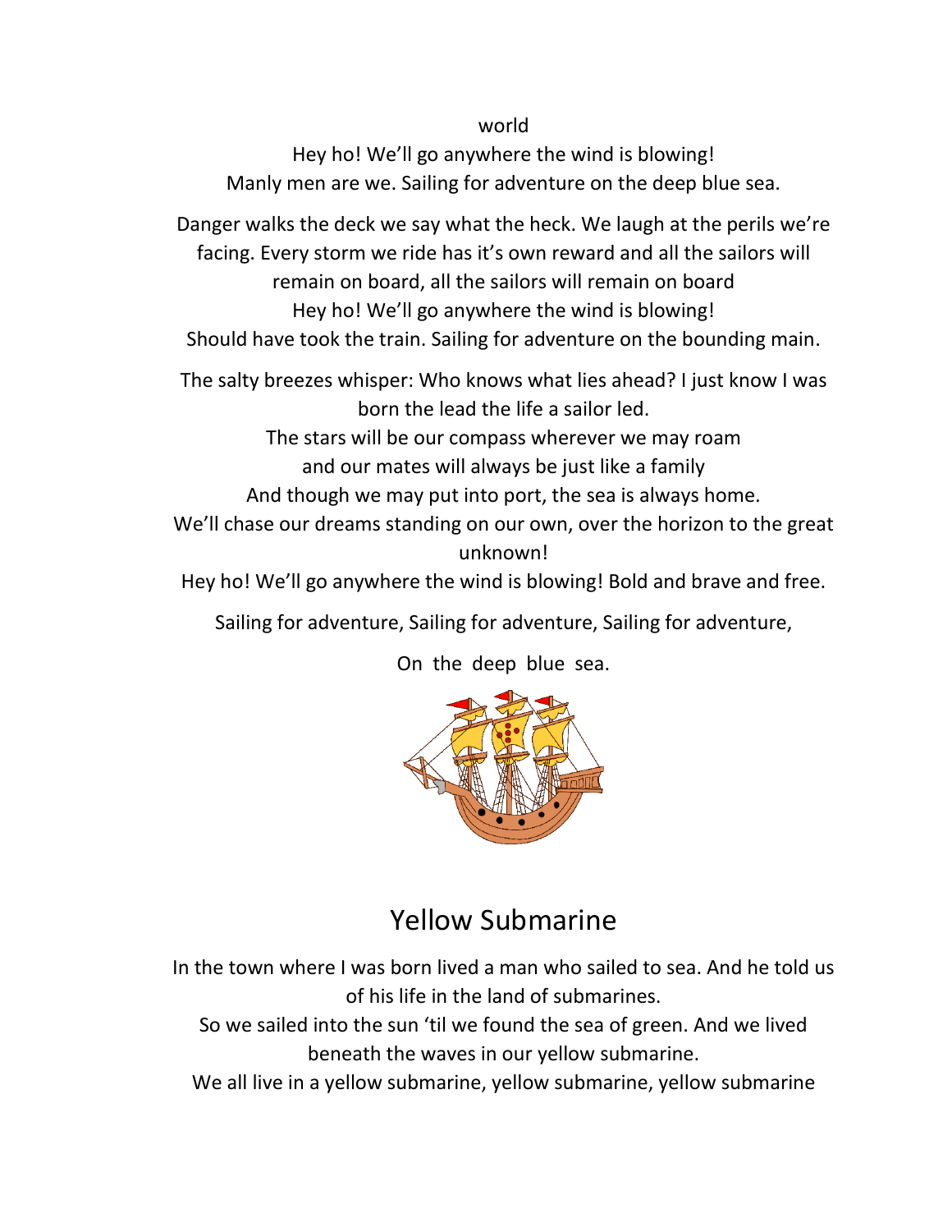world

Hey ho! We'll go anywhere the wind is blowing!

Manly men are we. Sailing for adventure on the deep blue sea.

Danger walks the deck we say what the heck. We laugh at the perils we're facing. Every storm we ride has it's own reward and all the sailors will remain on board, all the sailors will remain on board

Hey ho! We'll go anywhere the wind is blowing!

Should have took the train. Sailing for adventure on the bounding main.

The salty breezes whisper: Who knows what lies ahead? I just know I was born the lead the life a sailor led.

The stars will be our compass wherever we may roam

and our mates will always be just like a family

And though we may put into port, the sea is always home.

We'll chase our dreams standing on our own, over the horizon to the great unknown!

Hey ho! We'll go anywhere the wind is blowing! Bold and brave and free.

Sailing for adventure, Sailing for adventure, Sailing for adventure,

On the deep blue sea.

## Yellow Submarine

In the town where I was born lived a man who sailed to sea. And he told us of his life in the land of submarines.

So we sailed into the sun 'til we found the sea of green. And we lived beneath the waves in our yellow submarine.

We all live in a yellow submarine, yellow submarine, yellow submarine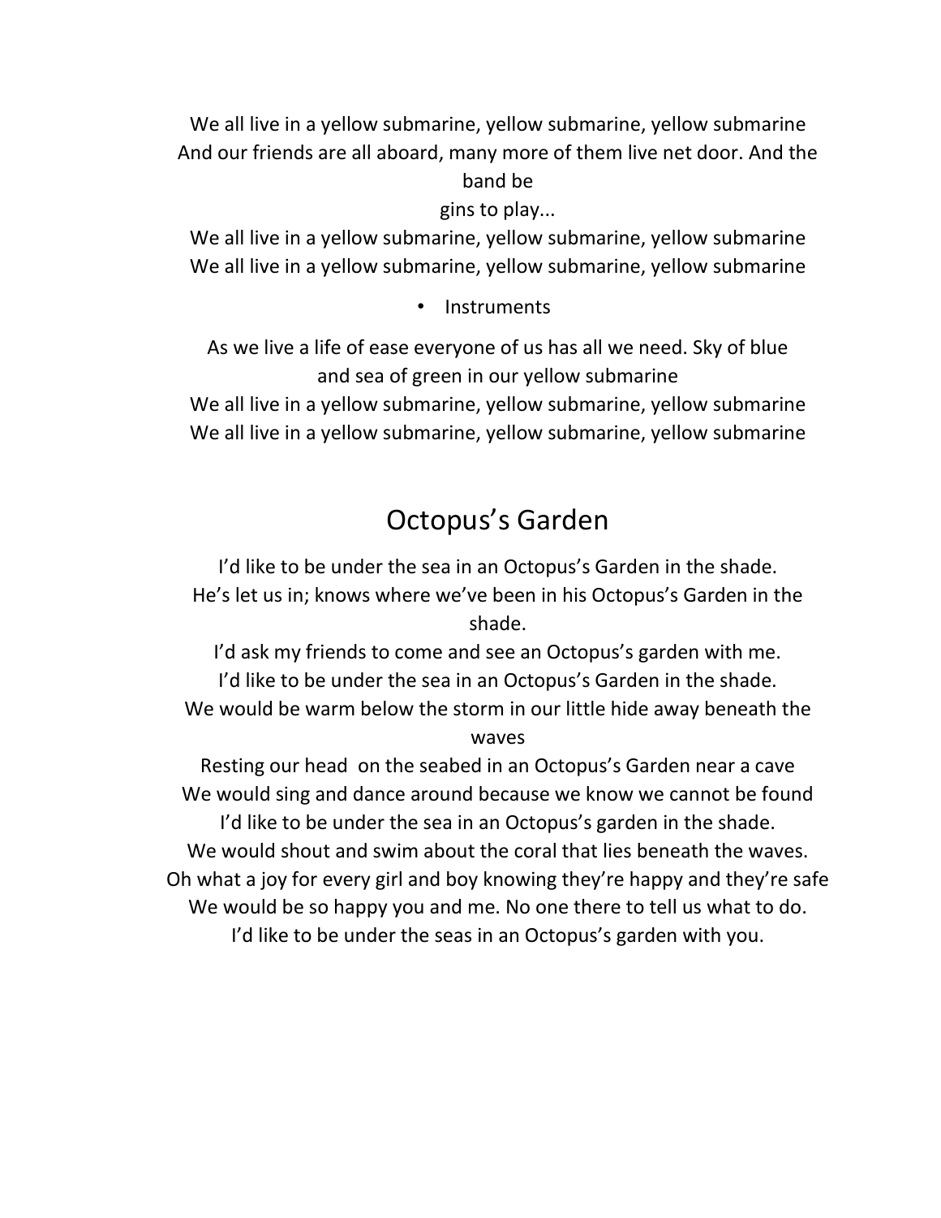We all live in a yellow submarine, yellow submarine, yellow submarine
And our friends are all aboard, many more of them live net door. And the band be
gins to play...
We all live in a yellow submarine, yellow submarine, yellow submarine
We all live in a yellow submarine, yellow submarine, yellow submarine

- Instruments

As we live a life of ease everyone of us has all we need. Sky of blue and sea of green in our yellow submarine
We all live in a yellow submarine, yellow submarine, yellow submarine
We all live in a yellow submarine, yellow submarine, yellow submarine

## Octopus's Garden

I'd like to be under the sea in an Octopus's Garden in the shade.
He's let us in; knows where we've been in his Octopus's Garden in the shade.
I'd ask my friends to come and see an Octopus's garden with me.
I'd like to be under the sea in an Octopus's Garden in the shade.
We would be warm below the storm in our little hide away beneath the waves
Resting our head on the seabed in an Octopus's Garden near a cave
We would sing and dance around because we know we cannot be found
I'd like to be under the sea in an Octopus's garden in the shade.
We would shout and swim about the coral that lies beneath the waves.
Oh what a joy for every girl and boy knowing they're happy and they're safe
We would be so happy you and me. No one there to tell us what to do.
I'd like to be under the seas in an Octopus's garden with you.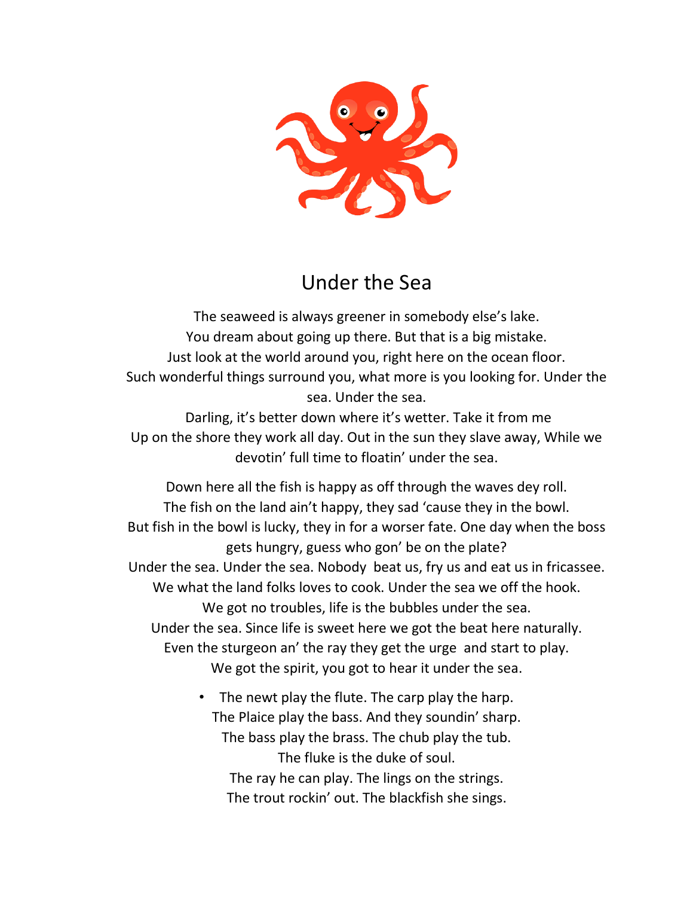# Under the Sea

The seaweed is always greener in somebody else's lake.
You dream about going up there. But that is a big mistake.
Just look at the world around you, right here on the ocean floor.
Such wonderful things surround you, what more is you looking for. Under the sea. Under the sea.
Darling, it's better down where it's wetter. Take it from me
Up on the shore they work all day. Out in the sun they slave away, While we devotin' full time to floatin' under the sea.

Down here all the fish is happy as off through the waves dey roll.
The fish on the land ain't happy, they sad 'cause they in the bowl.
But fish in the bowl is lucky, they in for a worser fate. One day when the boss gets hungry, guess who gon' be on the plate?
Under the sea. Under the sea. Nobody beat us, fry us and eat us in fricassee.
We what the land folks loves to cook. Under the sea we off the hook.
We got no troubles, life is the bubbles under the sea.
Under the sea. Since life is sweet here we got the beat here naturally.
Even the sturgeon an' the ray they get the urge and start to play.
We got the spirit, you got to hear it under the sea.

- The newt play the flute. The carp play the harp.
  The Plaice play the bass. And they soundin' sharp.
  The bass play the brass. The chub play the tub.
  The fluke is the duke of soul.
  The ray he can play. The lings on the strings.
  The trout rockin' out. The blackfish she sings.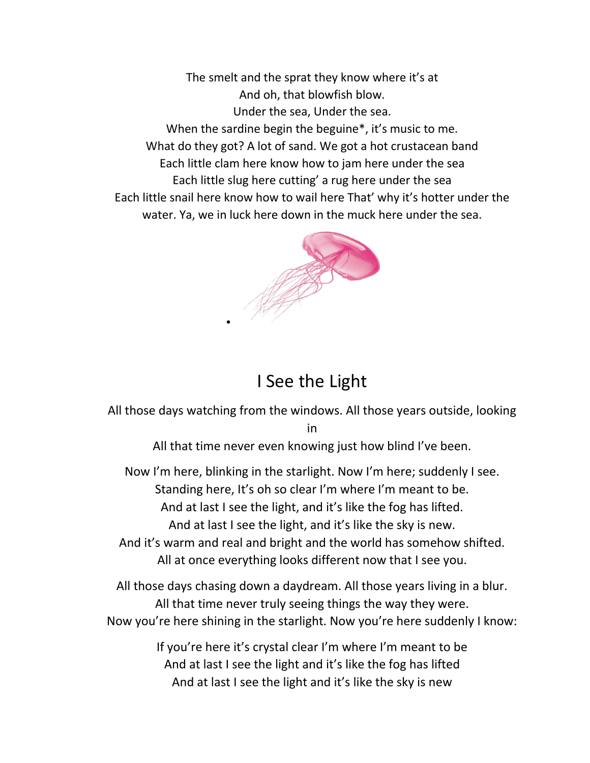The smelt and the sprat they know where it's at
And oh, that blowfish blow.
Under the sea, Under the sea.
When the sardine begin the beguine*, it's music to me.
What do they got? A lot of sand. We got a hot crustacean band
Each little clam here know how to jam here under the sea
Each little slug here cutting' a rug here under the sea
Each little snail here know how to wail here That' why it's hotter under the water. Ya, we in luck here down in the muck here under the sea.

## I See the Light

All those days watching from the windows. All those years outside, looking in
All that time never even knowing just how blind I've been.

Now I'm here, blinking in the starlight. Now I'm here; suddenly I see.
Standing here, It's oh so clear I'm where I'm meant to be.
And at last I see the light, and it's like the fog has lifted.
And at last I see the light, and it's like the sky is new.
And it's warm and real and bright and the world has somehow shifted.
All at once everything looks different now that I see you.

All those days chasing down a daydream. All those years living in a blur.
All that time never truly seeing things the way they were.
Now you're here shining in the starlight. Now you're here suddenly I know:

If you're here it's crystal clear I'm where I'm meant to be
And at last I see the light and it's like the fog has lifted
And at last I see the light and it's like the sky is new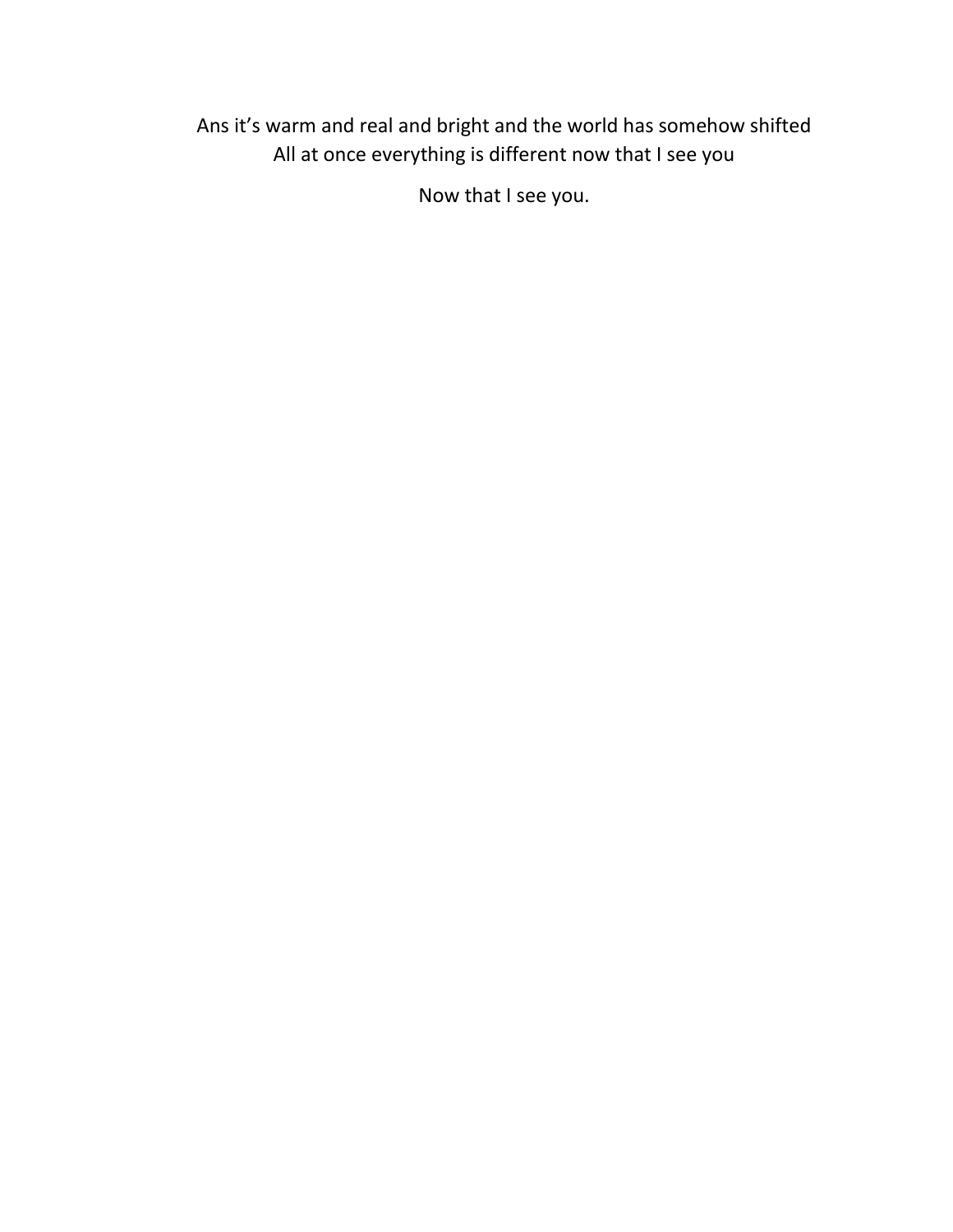Ans it's warm and real and bright and the world has somehow shifted
All at once everything is different now that I see you

Now that I see you.